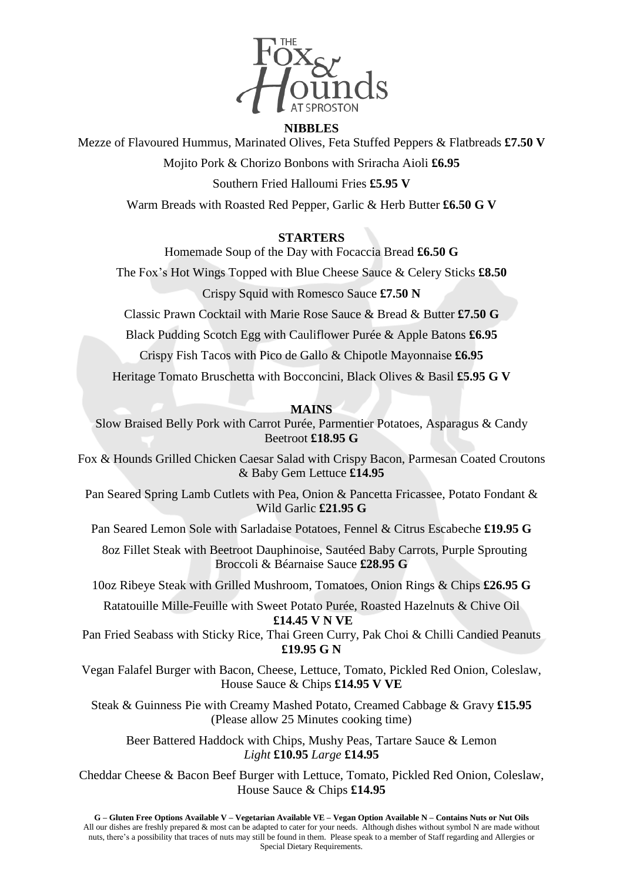# THE Fox & Hounds AT SPROSTON

## NIBBLES

Mezze of Flavoured Hummus, Marinated Olives, Feta Stuffed Peppers & Flatbreads **£7.50 V**

Mojito Pork & Chorizo Bonbons with Sriracha Aioli **£6.95**

Southern Fried Halloumi Fries **£5.95 V**

Warm Breads with Roasted Red Pepper, Garlic & Herb Butter **£6.50 G V**

## STARTERS

Homemade Soup of the Day with Focaccia Bread **£6.50 G**

The Fox's Hot Wings Topped with Blue Cheese Sauce & Celery Sticks **£8.50**

Crispy Squid with Romesco Sauce **£7.50 N**

Classic Prawn Cocktail with Marie Rose Sauce & Bread & Butter **£7.50 G**

Black Pudding Scotch Egg with Cauliflower Purée & Apple Batons **£6.95**

Crispy Fish Tacos with Pico de Gallo & Chipotle Mayonnaise **£6.95**

Heritage Tomato Bruschetta with Bocconcini, Black Olives & Basil **£5.95 G V**

## MAINS

Slow Braised Belly Pork with Carrot Purée, Parmentier Potatoes, Asparagus & Candy Beetroot **£18.95 G**

Fox & Hounds Grilled Chicken Caesar Salad with Crispy Bacon, Parmesan Coated Croutons & Baby Gem Lettuce **£14.95**

Pan Seared Spring Lamb Cutlets with Pea, Onion & Pancetta Fricassee, Potato Fondant & Wild Garlic **£21.95 G**

Pan Seared Lemon Sole with Sarladaise Potatoes, Fennel & Citrus Escabeche **£19.95 G**

8oz Fillet Steak with Beetroot Dauphinoise, Sautéed Baby Carrots, Purple Sprouting Broccoli & Béarnaise Sauce **£28.95 G**

10oz Ribeye Steak with Grilled Mushroom, Tomatoes, Onion Rings & Chips **£26.95 G**

Ratatouille Mille-Feuille with Sweet Potato Purée, Roasted Hazelnuts & Chive Oil **£14.45 V N VE**

Pan Fried Seabass with Sticky Rice, Thai Green Curry, Pak Choi & Chilli Candied Peanuts **£19.95 G N**

Vegan Falafel Burger with Bacon, Cheese, Lettuce, Tomato, Pickled Red Onion, Coleslaw, House Sauce & Chips **£14.95 V VE**

Steak & Guinness Pie with Creamy Mashed Potato, Creamed Cabbage & Gravy **£15.95**
(Please allow 25 Minutes cooking time)

Beer Battered Haddock with Chips, Mushy Peas, Tartare Sauce & Lemon
*Light* **£10.95** *Large* **£14.95**

Cheddar Cheese & Bacon Beef Burger with Lettuce, Tomato, Pickled Red Onion, Coleslaw, House Sauce & Chips **£14.95**

**G – Gluten Free Options Available V – Vegetarian Available VE – Vegan Option Available N – Contains Nuts or Nut Oils**
All our dishes are freshly prepared & most can be adapted to cater for your needs. Although dishes without symbol N are made without nuts, there's a possibility that traces of nuts may still be found in them. Please speak to a member of Staff regarding and Allergies or Special Dietary Requirements.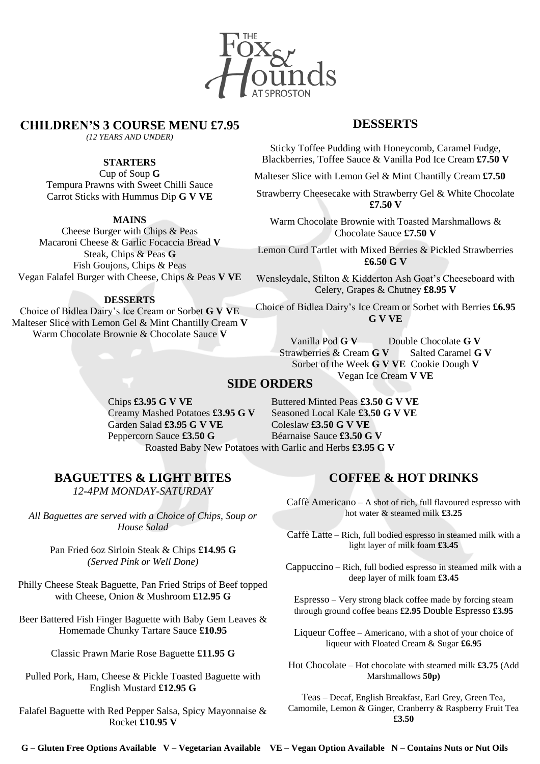THE Fox & Hounds AT SPROSTON

## CHILDREN'S 3 COURSE MENU £7.95

*(12 YEARS AND UNDER)*

### STARTERS

Cup of Soup **G**
Tempura Prawns with Sweet Chilli Sauce
Carrot Sticks with Hummus Dip **G V VE**

### MAINS

Cheese Burger with Chips & Peas
Macaroni Cheese & Garlic Focaccia Bread **V**
Steak, Chips & Peas **G**
Fish Goujons, Chips & Peas
Vegan Falafel Burger with Cheese, Chips & Peas **V VE**

### DESSERTS

Choice of Bidlea Dairy's Ice Cream or Sorbet **G V VE**
Malteser Slice with Lemon Gel & Mint Chantilly Cream **V**
Warm Chocolate Brownie & Chocolate Sauce **V**

## DESSERTS

Sticky Toffee Pudding with Honeycomb, Caramel Fudge, Blackberries, Toffee Sauce & Vanilla Pod Ice Cream **£7.50 V**

Malteser Slice with Lemon Gel & Mint Chantilly Cream **£7.50**

Strawberry Cheesecake with Strawberry Gel & White Chocolate **£7.50 V**

Warm Chocolate Brownie with Toasted Marshmallows & Chocolate Sauce **£7.50 V**

Lemon Curd Tartlet with Mixed Berries & Pickled Strawberries **£6.50 G V**

Wensleydale, Stilton & Kidderton Ash Goat's Cheeseboard with Celery, Grapes & Chutney **£8.95 V**

Choice of Bidlea Dairy's Ice Cream or Sorbet with Berries **£6.95 G V VE**

Vanilla Pod **G V**
Double Chocolate **G V**
Strawberries & Cream **G V**
Salted Caramel **G V**
Sorbet of the Week **G V VE**
Cookie Dough **V**
Vegan Ice Cream **V VE**

## SIDE ORDERS

Chips **£3.95 G V VE**
Buttered Minted Peas **£3.50 G V VE**
Creamy Mashed Potatoes **£3.95 G V**
Seasoned Local Kale **£3.50 G V VE**
Garden Salad **£3.95 G V VE**
Coleslaw **£3.50 G V VE**
Peppercorn Sauce **£3.50 G**
Béarnaise Sauce **£3.50 G V**
Roasted Baby New Potatoes with Garlic and Herbs **£3.95 G V**

## BAGUETTES & LIGHT BITES

*12-4PM MONDAY-SATURDAY*

*All Baguettes are served with a Choice of Chips, Soup or House Salad*

Pan Fried 6oz Sirloin Steak & Chips **£14.95 G**
*(Served Pink or Well Done)*

Philly Cheese Steak Baguette, Pan Fried Strips of Beef topped with Cheese, Onion & Mushroom **£12.95 G**

Beer Battered Fish Finger Baguette with Baby Gem Leaves & Homemade Chunky Tartare Sauce **£10.95**

Classic Prawn Marie Rose Baguette **£11.95 G**

Pulled Pork, Ham, Cheese & Pickle Toasted Baguette with English Mustard **£12.95 G**

Falafel Baguette with Red Pepper Salsa, Spicy Mayonnaise & Rocket **£10.95 V**

## COFFEE & HOT DRINKS

Caffè Americano – A shot of rich, full flavoured espresso with hot water & steamed milk **£3.25**

Caffè Latte – Rich, full bodied espresso in steamed milk with a light layer of milk foam **£3.45**

Cappuccino – Rich, full bodied espresso in steamed milk with a deep layer of milk foam **£3.45**

Espresso – Very strong black coffee made by forcing steam through ground coffee beans **£2.95** Double Espresso **£3.95**

Liqueur Coffee – Americano, with a shot of your choice of liqueur with Floated Cream & Sugar **£6.95**

Hot Chocolate – Hot chocolate with steamed milk **£3.75** (Add Marshmallows **50p)**

Teas – Decaf, English Breakfast, Earl Grey, Green Tea, Camomile, Lemon & Ginger, Cranberry & Raspberry Fruit Tea **£3.50**

**G – Gluten Free Options Available V – Vegetarian Available VE – Vegan Option Available N – Contains Nuts or Nut Oils**